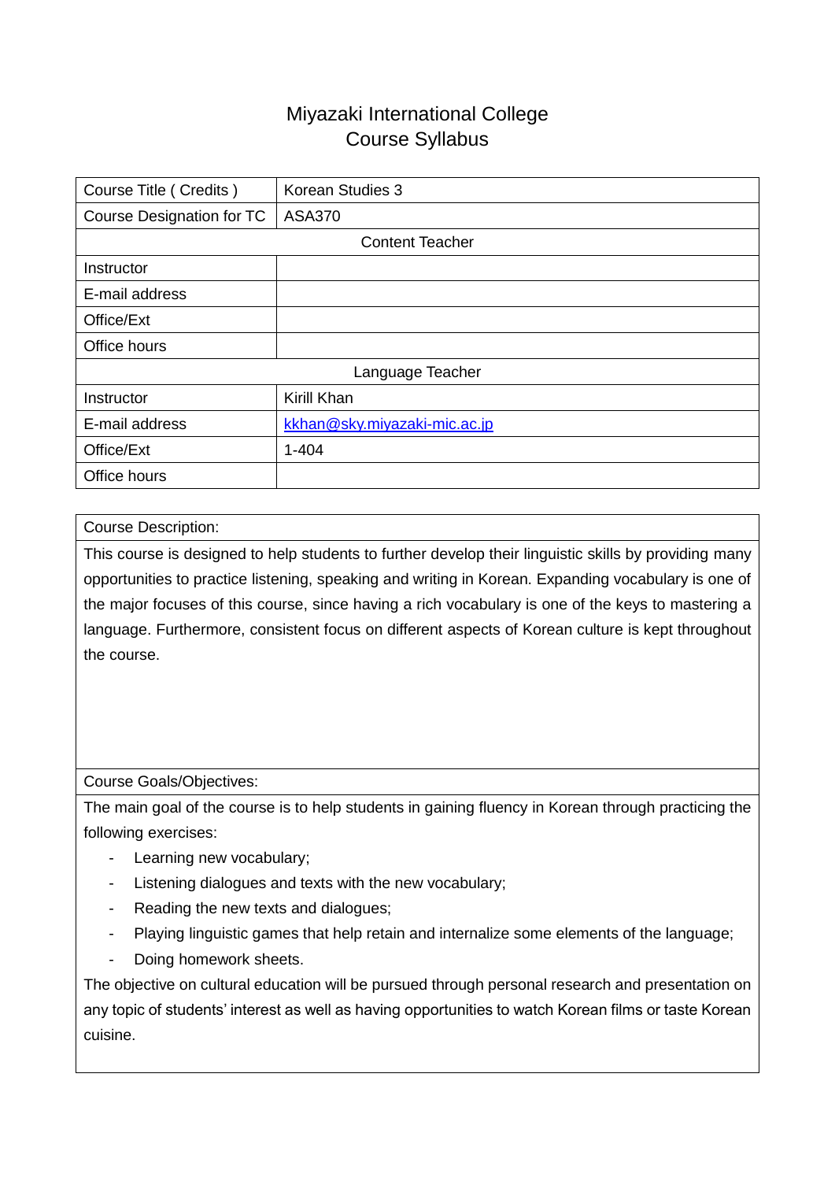# Miyazaki International College
## Course Syllabus

| Course Title ( Credits ) | Korean Studies 3 |
|---|---|
| Course Designation for TC | ASA370 |
| **Content Teacher** | |
| Instructor | |
| E-mail address | |
| Office/Ext | |
| Office hours | |
| **Language Teacher** | |
| Instructor | Kirill Khan |
| E-mail address | kkhan@sky.miyazaki-mic.ac.jp |
| Office/Ext | 1-404 |
| Office hours | |

**Course Description:**

This course is designed to help students to further develop their linguistic skills by providing many opportunities to practice listening, speaking and writing in Korean. Expanding vocabulary is one of the major focuses of this course, since having a rich vocabulary is one of the keys to mastering a language. Furthermore, consistent focus on different aspects of Korean culture is kept throughout the course.

**Course Goals/Objectives:**

The main goal of the course is to help students in gaining fluency in Korean through practicing the following exercises:

- Learning new vocabulary;
- Listening dialogues and texts with the new vocabulary;
- Reading the new texts and dialogues;
- Playing linguistic games that help retain and internalize some elements of the language;
- Doing homework sheets.

The objective on cultural education will be pursued through personal research and presentation on any topic of students' interest as well as having opportunities to watch Korean films or taste Korean cuisine.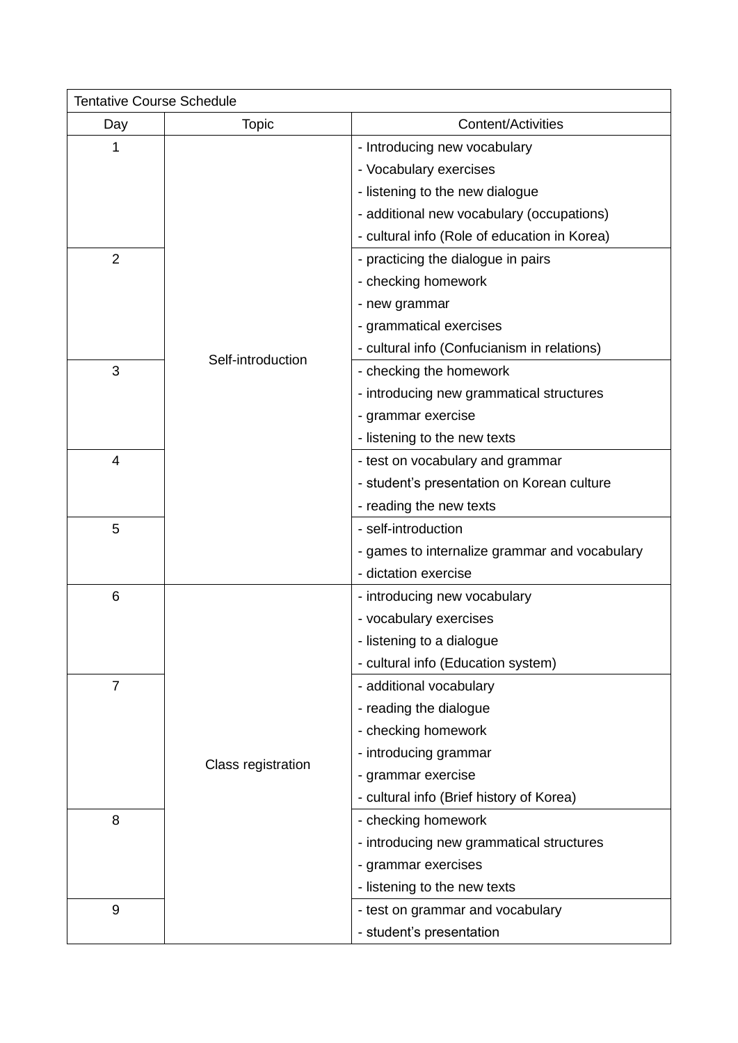| Tentative Course Schedule | | |
|---|---|---|
| Day | Topic | Content/Activities |
| 1 | Self-introduction | - Introducing new vocabulary<br>- Vocabulary exercises<br>- listening to the new dialogue<br>- additional new vocabulary (occupations)<br>- cultural info (Role of education in Korea) |
| 2 | | - practicing the dialogue in pairs<br>- checking homework<br>- new grammar<br>- grammatical exercises<br>- cultural info (Confucianism in relations) |
| 3 | | - checking the homework<br>- introducing new grammatical structures<br>- grammar exercise<br>- listening to the new texts |
| 4 | | - test on vocabulary and grammar<br>- student's presentation on Korean culture<br>- reading the new texts |
| 5 | | - self-introduction<br>- games to internalize grammar and vocabulary<br>- dictation exercise |
| 6 | Class registration | - introducing new vocabulary<br>- vocabulary exercises<br>- listening to a dialogue<br>- cultural info (Education system) |
| 7 | | - additional vocabulary<br>- reading the dialogue<br>- checking homework<br>- introducing grammar<br>- grammar exercise<br>- cultural info (Brief history of Korea) |
| 8 | | - checking homework<br>- introducing new grammatical structures<br>- grammar exercises<br>- listening to the new texts |
| 9 | | - test on grammar and vocabulary<br>- student's presentation |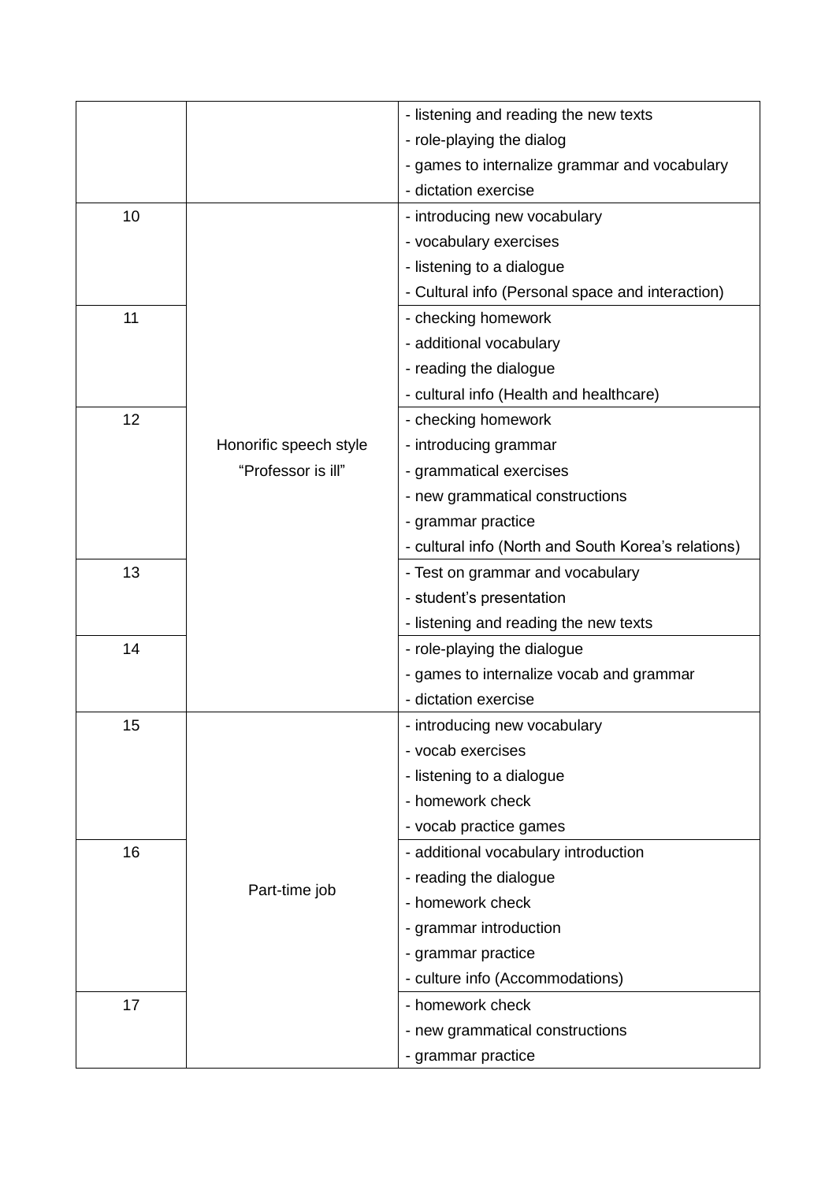| | | |
|---|---|---|
| | | - listening and reading the new texts<br>- role-playing the dialog<br>- games to internalize grammar and vocabulary<br>- dictation exercise |
| 10 | Honorific speech style<br>"Professor is ill" | - introducing new vocabulary<br>- vocabulary exercises<br>- listening to a dialogue<br>- Cultural info (Personal space and interaction) |
| 11 | | - checking homework<br>- additional vocabulary<br>- reading the dialogue<br>- cultural info (Health and healthcare) |
| 12 | | - checking homework<br>- introducing grammar<br>- grammatical exercises<br>- new grammatical constructions<br>- grammar practice<br>- cultural info (North and South Korea's relations) |
| 13 | | - Test on grammar and vocabulary<br>- student's presentation<br>- listening and reading the new texts |
| 14 | | - role-playing the dialogue<br>- games to internalize vocab and grammar<br>- dictation exercise |
| 15 | Part-time job | - introducing new vocabulary<br>- vocab exercises<br>- listening to a dialogue<br>- homework check<br>- vocab practice games |
| 16 | | - additional vocabulary introduction<br>- reading the dialogue<br>- homework check<br>- grammar introduction<br>- grammar practice<br>- culture info (Accommodations) |
| 17 | | - homework check<br>- new grammatical constructions<br>- grammar practice |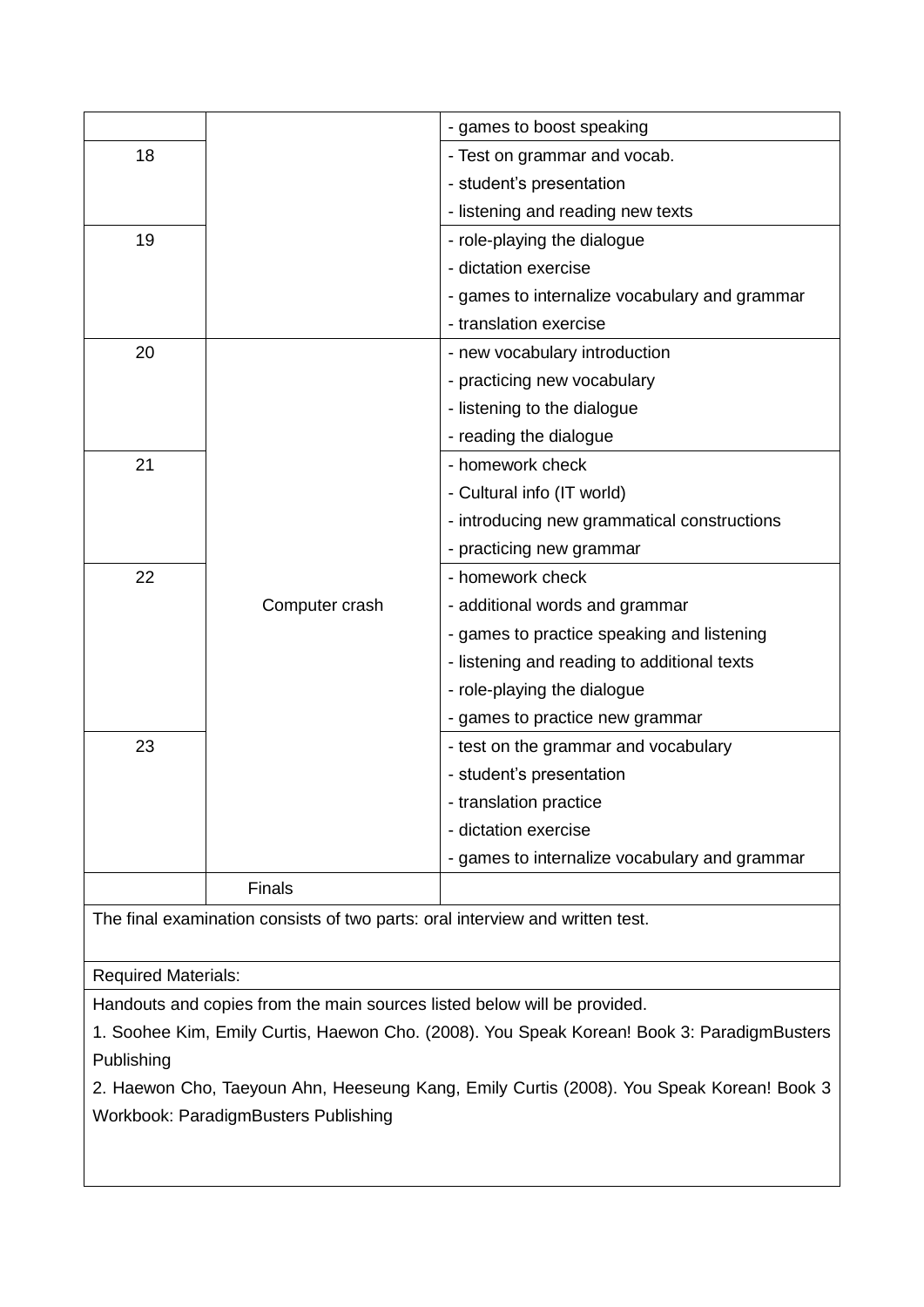| | | |
|---|---|---|
| | | - games to boost speaking |
| 18 | | - Test on grammar and vocab.<br>- student's presentation<br>- listening and reading new texts |
| 19 | | - role-playing the dialogue<br>- dictation exercise<br>- games to internalize vocabulary and grammar<br>- translation exercise |
| 20 | Computer crash | - new vocabulary introduction<br>- practicing new vocabulary<br>- listening to the dialogue<br>- reading the dialogue |
| 21 | | - homework check<br>- Cultural info (IT world)<br>- introducing new grammatical constructions<br>- practicing new grammar |
| 22 | | - homework check<br>- additional words and grammar<br>- games to practice speaking and listening<br>- listening and reading to additional texts<br>- role-playing the dialogue<br>- games to practice new grammar |
| 23 | | - test on the grammar and vocabulary<br>- student's presentation<br>- translation practice<br>- dictation exercise<br>- games to internalize vocabulary and grammar |
| | Finals | |

The final examination consists of two parts: oral interview and written test.

Required Materials:

Handouts and copies from the main sources listed below will be provided.

1. Soohee Kim, Emily Curtis, Haewon Cho. (2008). You Speak Korean! Book 3: ParadigmBusters Publishing
2. Haewon Cho, Taeyoun Ahn, Heeseung Kang, Emily Curtis (2008). You Speak Korean! Book 3 Workbook: ParadigmBusters Publishing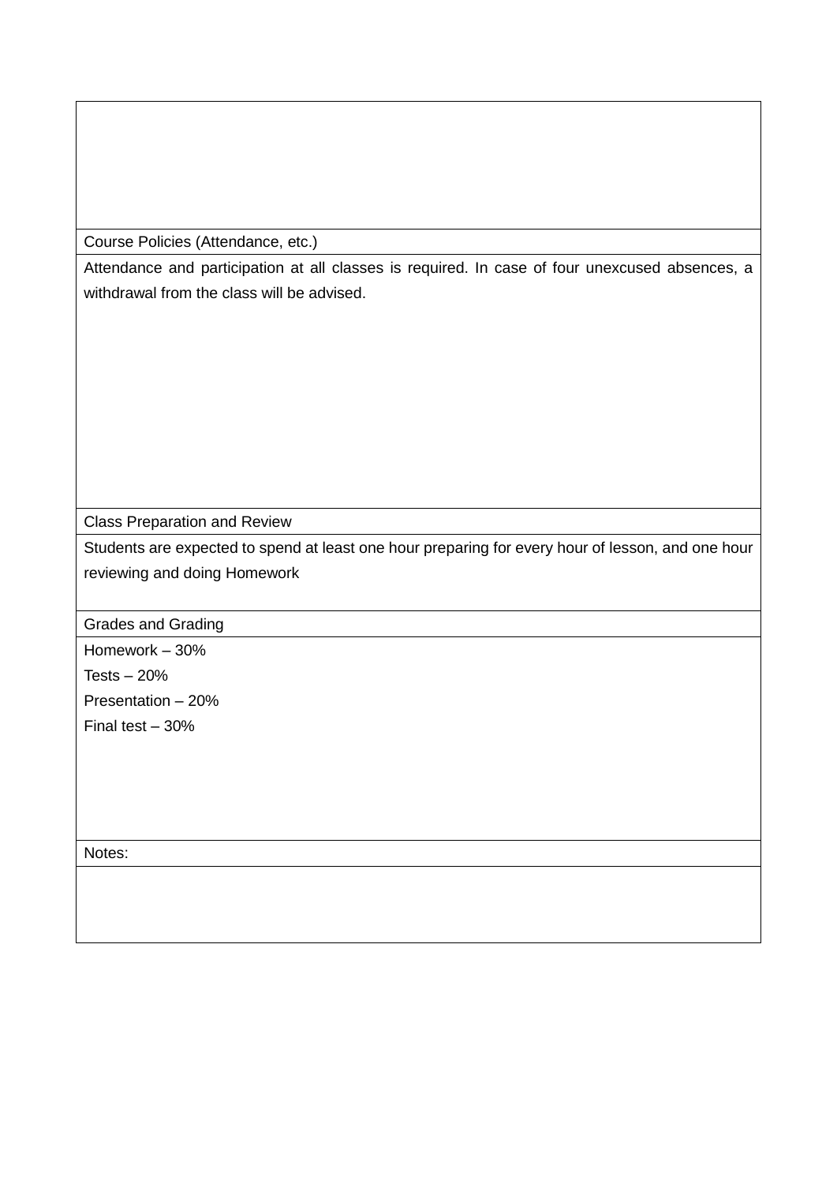| |
|---|
| |
| Course Policies (Attendance, etc.) |
| Attendance and participation at all classes is required. In case of four unexcused absences, a withdrawal from the class will be advised. |
| Class Preparation and Review |
| Students are expected to spend at least one hour preparing for every hour of lesson, and one hour reviewing and doing Homework |
| Grades and Grading |
| Homework – 30%<br>Tests – 20%<br>Presentation – 20%<br>Final test – 30% |
| Notes: |
| |